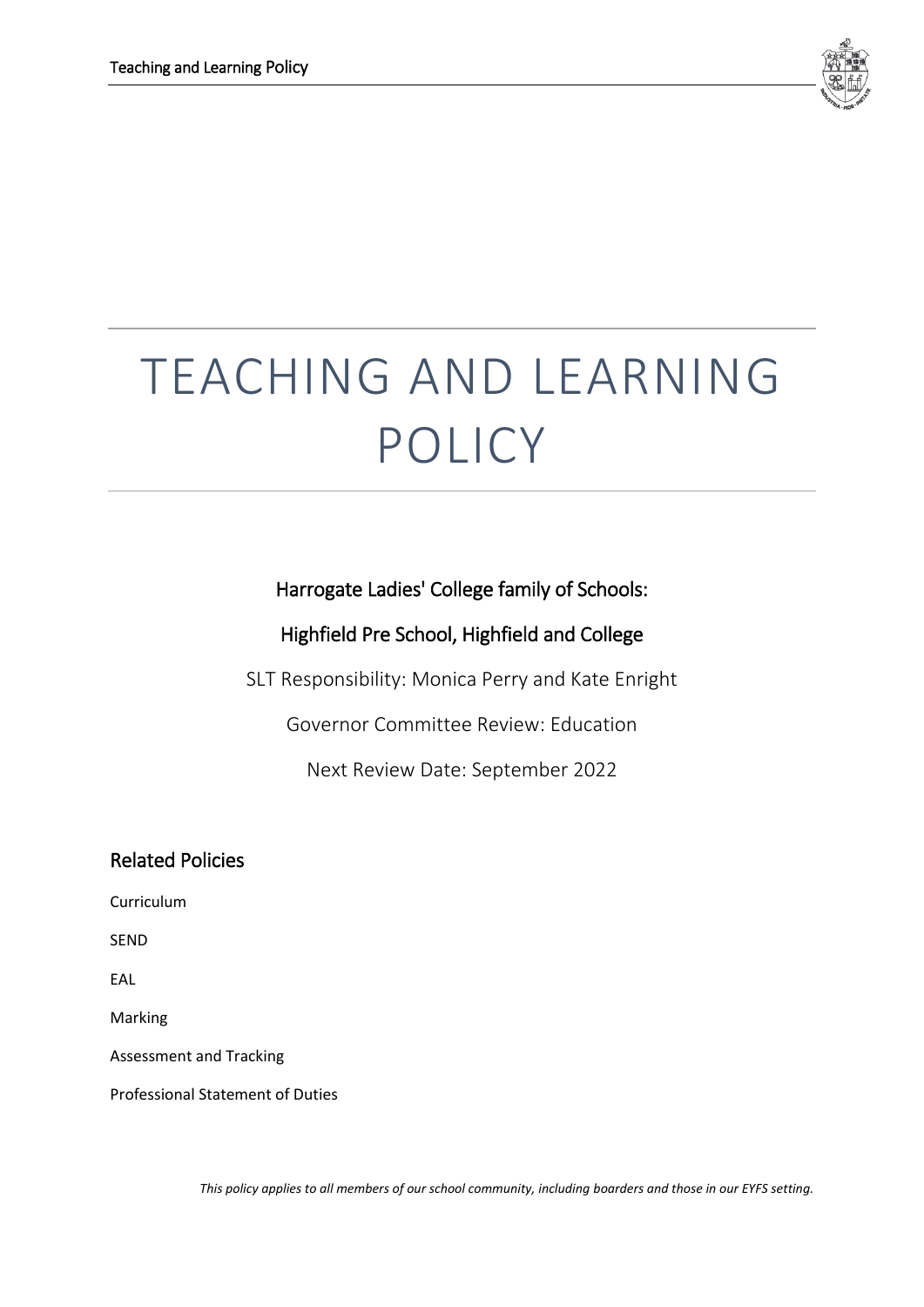# TEACHING AND LEARNING POLICY

Harrogate Ladies' College family of Schools:

Highfield Pre School, Highfield and College

SLT Responsibility: Monica Perry and Kate Enright

Governor Committee Review: Education

Next Review Date: September 2022

## Related Policies

Curriculum

SEND

EAL

Marking

Assessment and Tracking

Professional Statement of Duties

*This policy applies to all members of our school community, including boarders and those in our EYFS setting.*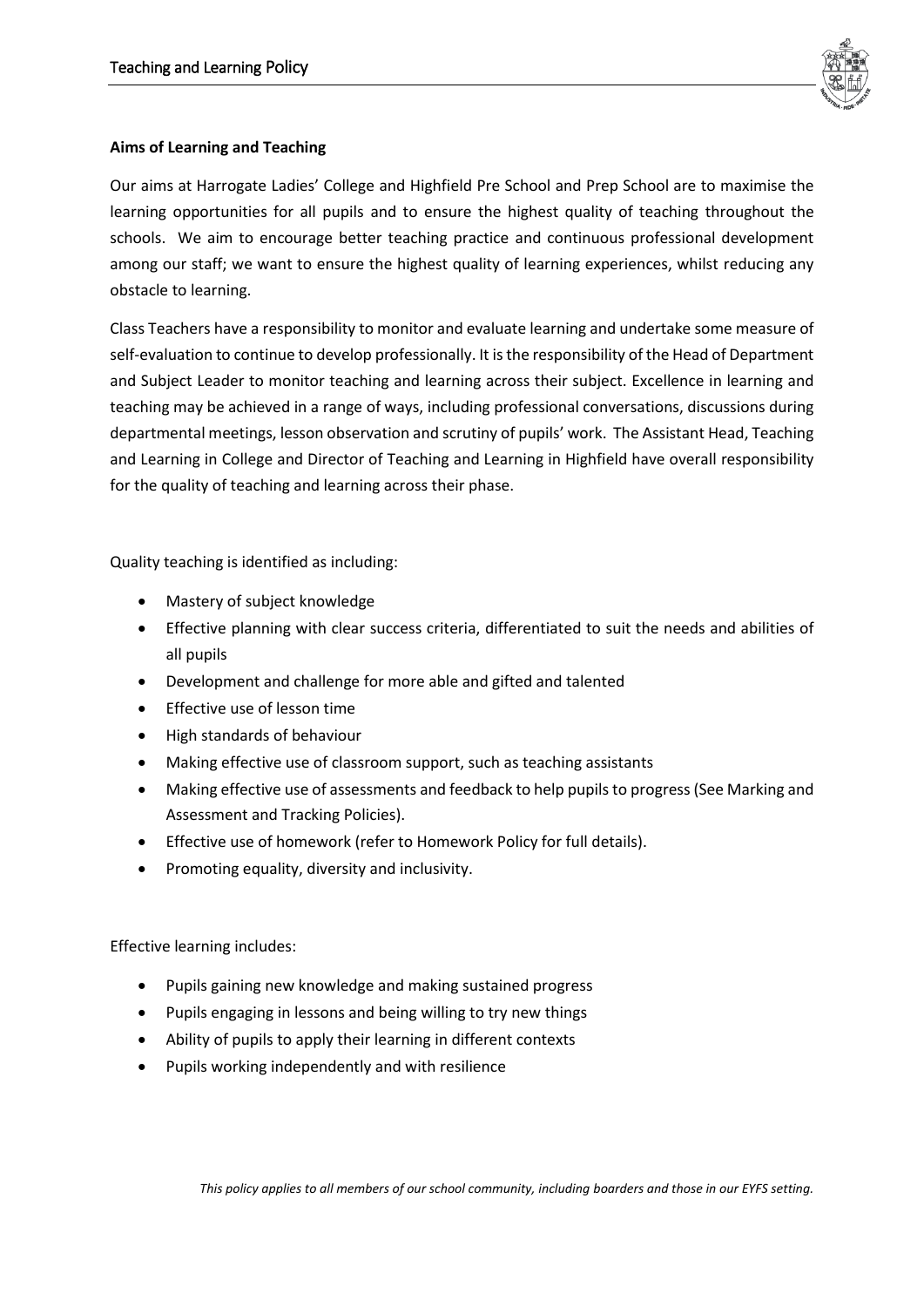**Aims of Learning and Teaching**

Our aims at Harrogate Ladies' College and Highfield Pre School and Prep School are to maximise the learning opportunities for all pupils and to ensure the highest quality of teaching throughout the schools. We aim to encourage better teaching practice and continuous professional development among our staff; we want to ensure the highest quality of learning experiences, whilst reducing any obstacle to learning.

Class Teachers have a responsibility to monitor and evaluate learning and undertake some measure of self-evaluation to continue to develop professionally. It is the responsibility of the Head of Department and Subject Leader to monitor teaching and learning across their subject. Excellence in learning and teaching may be achieved in a range of ways, including professional conversations, discussions during departmental meetings, lesson observation and scrutiny of pupils' work. The Assistant Head, Teaching and Learning in College and Director of Teaching and Learning in Highfield have overall responsibility for the quality of teaching and learning across their phase.

Quality teaching is identified as including:

- Mastery of subject knowledge
- Effective planning with clear success criteria, differentiated to suit the needs and abilities of all pupils
- Development and challenge for more able and gifted and talented
- Effective use of lesson time
- High standards of behaviour
- Making effective use of classroom support, such as teaching assistants
- Making effective use of assessments and feedback to help pupils to progress (See Marking and Assessment and Tracking Policies).
- Effective use of homework (refer to Homework Policy for full details).
- Promoting equality, diversity and inclusivity.

Effective learning includes:

- Pupils gaining new knowledge and making sustained progress
- Pupils engaging in lessons and being willing to try new things
- Ability of pupils to apply their learning in different contexts
- Pupils working independently and with resilience

*This policy applies to all members of our school community, including boarders and those in our EYFS setting.*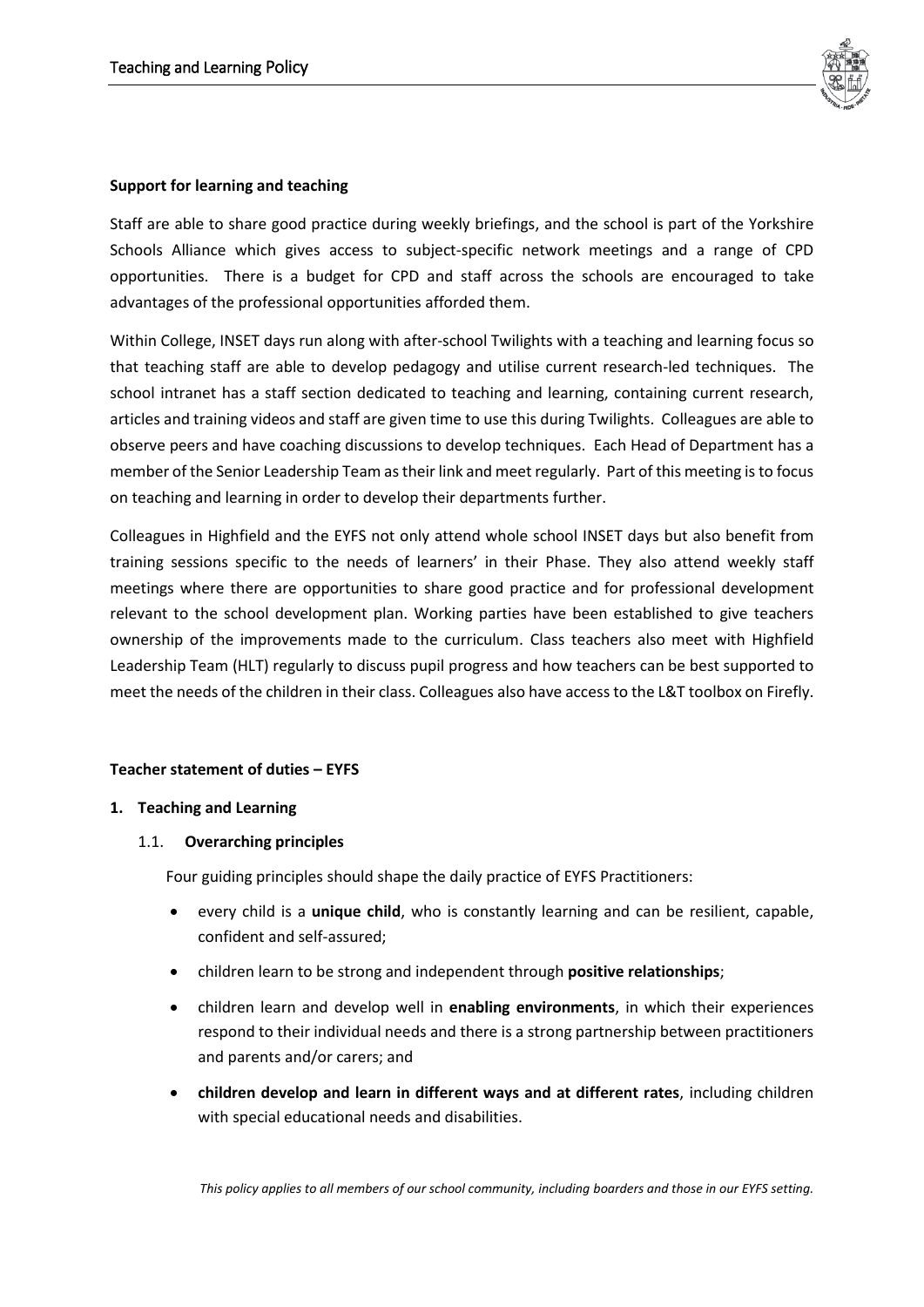**Support for learning and teaching**

Staff are able to share good practice during weekly briefings, and the school is part of the Yorkshire Schools Alliance which gives access to subject-specific network meetings and a range of CPD opportunities. There is a budget for CPD and staff across the schools are encouraged to take advantages of the professional opportunities afforded them.

Within College, INSET days run along with after-school Twilights with a teaching and learning focus so that teaching staff are able to develop pedagogy and utilise current research-led techniques. The school intranet has a staff section dedicated to teaching and learning, containing current research, articles and training videos and staff are given time to use this during Twilights. Colleagues are able to observe peers and have coaching discussions to develop techniques. Each Head of Department has a member of the Senior Leadership Team as their link and meet regularly. Part of this meeting is to focus on teaching and learning in order to develop their departments further.

Colleagues in Highfield and the EYFS not only attend whole school INSET days but also benefit from training sessions specific to the needs of learners' in their Phase. They also attend weekly staff meetings where there are opportunities to share good practice and for professional development relevant to the school development plan. Working parties have been established to give teachers ownership of the improvements made to the curriculum. Class teachers also meet with Highfield Leadership Team (HLT) regularly to discuss pupil progress and how teachers can be best supported to meet the needs of the children in their class. Colleagues also have access to the L&T toolbox on Firefly.

**Teacher statement of duties – EYFS**

**1. Teaching and Learning**

1.1. **Overarching principles**

Four guiding principles should shape the daily practice of EYFS Practitioners:

- every child is a **unique child**, who is constantly learning and can be resilient, capable, confident and self-assured;
- children learn to be strong and independent through **positive relationships**;
- children learn and develop well in **enabling environments**, in which their experiences respond to their individual needs and there is a strong partnership between practitioners and parents and/or carers; and
- **children develop and learn in different ways and at different rates**, including children with special educational needs and disabilities.

*This policy applies to all members of our school community, including boarders and those in our EYFS setting.*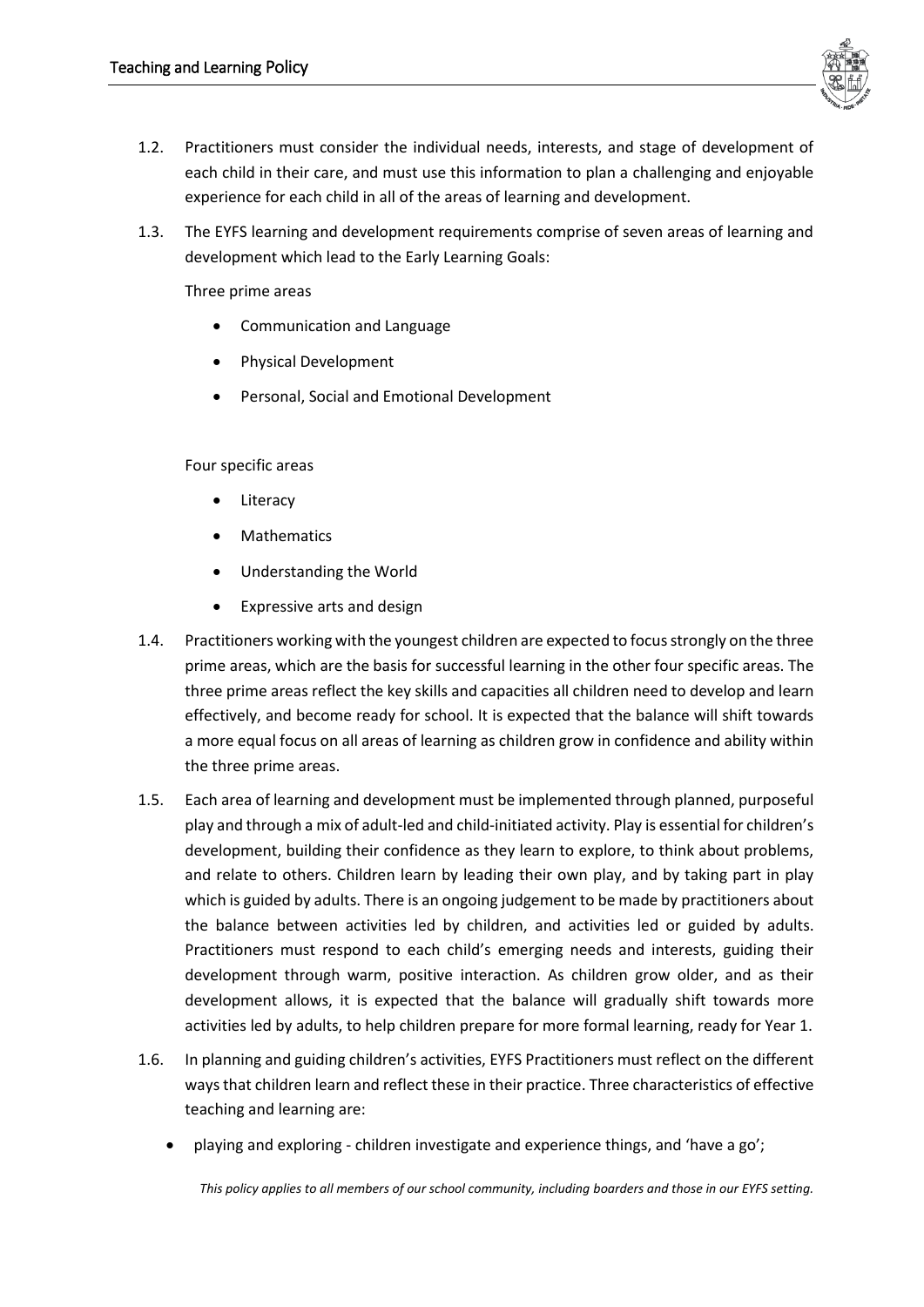1.2. Practitioners must consider the individual needs, interests, and stage of development of each child in their care, and must use this information to plan a challenging and enjoyable experience for each child in all of the areas of learning and development.

1.3. The EYFS learning and development requirements comprise of seven areas of learning and development which lead to the Early Learning Goals:

Three prime areas

- Communication and Language
- Physical Development
- Personal, Social and Emotional Development

Four specific areas

- Literacy
- Mathematics
- Understanding the World
- Expressive arts and design

1.4. Practitioners working with the youngest children are expected to focus strongly on the three prime areas, which are the basis for successful learning in the other four specific areas. The three prime areas reflect the key skills and capacities all children need to develop and learn effectively, and become ready for school. It is expected that the balance will shift towards a more equal focus on all areas of learning as children grow in confidence and ability within the three prime areas.

1.5. Each area of learning and development must be implemented through planned, purposeful play and through a mix of adult-led and child-initiated activity. Play is essential for children's development, building their confidence as they learn to explore, to think about problems, and relate to others. Children learn by leading their own play, and by taking part in play which is guided by adults. There is an ongoing judgement to be made by practitioners about the balance between activities led by children, and activities led or guided by adults. Practitioners must respond to each child's emerging needs and interests, guiding their development through warm, positive interaction. As children grow older, and as their development allows, it is expected that the balance will gradually shift towards more activities led by adults, to help children prepare for more formal learning, ready for Year 1.

1.6. In planning and guiding children's activities, EYFS Practitioners must reflect on the different ways that children learn and reflect these in their practice. Three characteristics of effective teaching and learning are:

- playing and exploring - children investigate and experience things, and 'have a go';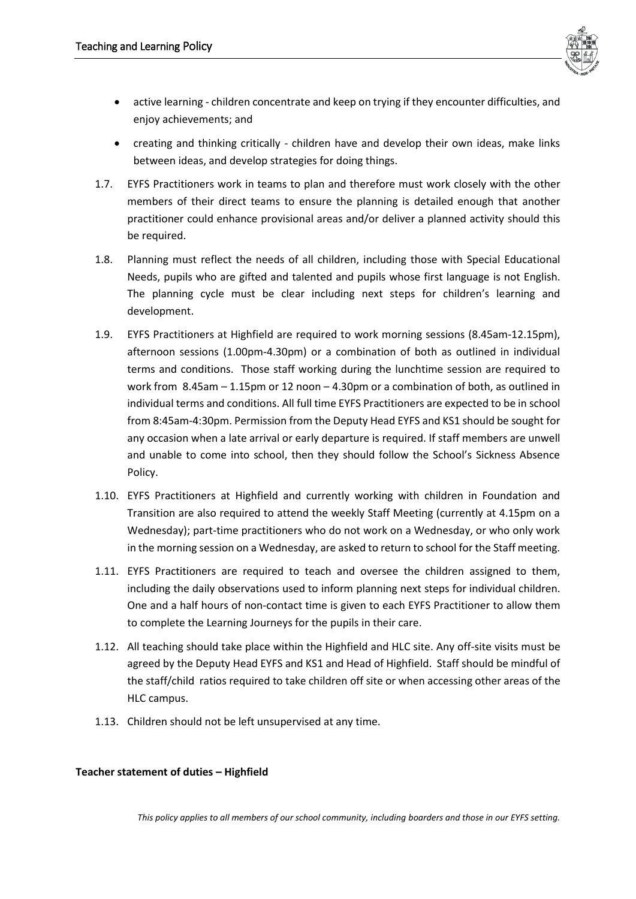- active learning - children concentrate and keep on trying if they encounter difficulties, and enjoy achievements; and
- creating and thinking critically - children have and develop their own ideas, make links between ideas, and develop strategies for doing things.

1.7. EYFS Practitioners work in teams to plan and therefore must work closely with the other members of their direct teams to ensure the planning is detailed enough that another practitioner could enhance provisional areas and/or deliver a planned activity should this be required.

1.8. Planning must reflect the needs of all children, including those with Special Educational Needs, pupils who are gifted and talented and pupils whose first language is not English. The planning cycle must be clear including next steps for children's learning and development.

1.9. EYFS Practitioners at Highfield are required to work morning sessions (8.45am-12.15pm), afternoon sessions (1.00pm-4.30pm) or a combination of both as outlined in individual terms and conditions. Those staff working during the lunchtime session are required to work from 8.45am – 1.15pm or 12 noon – 4.30pm or a combination of both, as outlined in individual terms and conditions. All full time EYFS Practitioners are expected to be in school from 8:45am-4:30pm. Permission from the Deputy Head EYFS and KS1 should be sought for any occasion when a late arrival or early departure is required. If staff members are unwell and unable to come into school, then they should follow the School's Sickness Absence Policy.

1.10. EYFS Practitioners at Highfield and currently working with children in Foundation and Transition are also required to attend the weekly Staff Meeting (currently at 4.15pm on a Wednesday); part-time practitioners who do not work on a Wednesday, or who only work in the morning session on a Wednesday, are asked to return to school for the Staff meeting.

1.11. EYFS Practitioners are required to teach and oversee the children assigned to them, including the daily observations used to inform planning next steps for individual children. One and a half hours of non-contact time is given to each EYFS Practitioner to allow them to complete the Learning Journeys for the pupils in their care.

1.12. All teaching should take place within the Highfield and HLC site. Any off-site visits must be agreed by the Deputy Head EYFS and KS1 and Head of Highfield. Staff should be mindful of the staff/child ratios required to take children off site or when accessing other areas of the HLC campus.

1.13. Children should not be left unsupervised at any time.

**Teacher statement of duties – Highfield**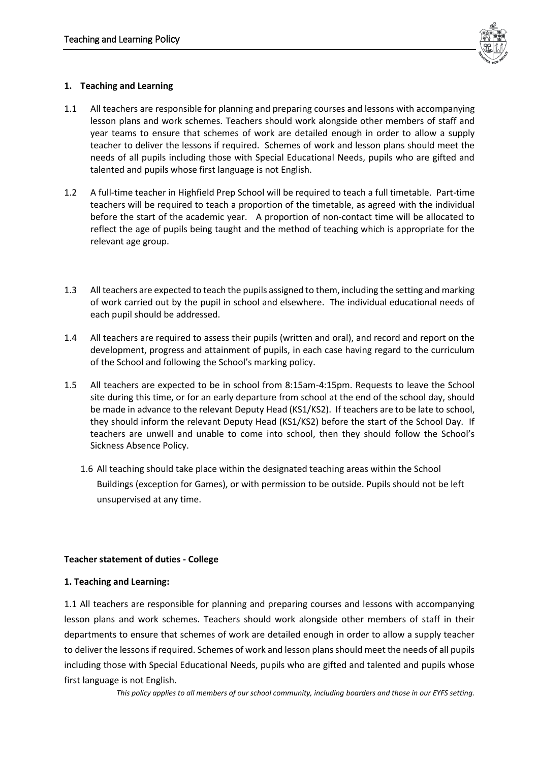## 1. Teaching and Learning

1.1 All teachers are responsible for planning and preparing courses and lessons with accompanying lesson plans and work schemes. Teachers should work alongside other members of staff and year teams to ensure that schemes of work are detailed enough in order to allow a supply teacher to deliver the lessons if required. Schemes of work and lesson plans should meet the needs of all pupils including those with Special Educational Needs, pupils who are gifted and talented and pupils whose first language is not English.

1.2 A full-time teacher in Highfield Prep School will be required to teach a full timetable. Part-time teachers will be required to teach a proportion of the timetable, as agreed with the individual before the start of the academic year. A proportion of non-contact time will be allocated to reflect the age of pupils being taught and the method of teaching which is appropriate for the relevant age group.

1.3 All teachers are expected to teach the pupils assigned to them, including the setting and marking of work carried out by the pupil in school and elsewhere. The individual educational needs of each pupil should be addressed.

1.4 All teachers are required to assess their pupils (written and oral), and record and report on the development, progress and attainment of pupils, in each case having regard to the curriculum of the School and following the School's marking policy.

1.5 All teachers are expected to be in school from 8:15am-4:15pm. Requests to leave the School site during this time, or for an early departure from school at the end of the school day, should be made in advance to the relevant Deputy Head (KS1/KS2). If teachers are to be late to school, they should inform the relevant Deputy Head (KS1/KS2) before the start of the School Day. If teachers are unwell and unable to come into school, then they should follow the School's Sickness Absence Policy.

1.6 All teaching should take place within the designated teaching areas within the School Buildings (exception for Games), or with permission to be outside. Pupils should not be left unsupervised at any time.

**Teacher statement of duties - College**

**1. Teaching and Learning:**

1.1 All teachers are responsible for planning and preparing courses and lessons with accompanying lesson plans and work schemes. Teachers should work alongside other members of staff in their departments to ensure that schemes of work are detailed enough in order to allow a supply teacher to deliver the lessons if required. Schemes of work and lesson plans should meet the needs of all pupils including those with Special Educational Needs, pupils who are gifted and talented and pupils whose first language is not English.

*This policy applies to all members of our school community, including boarders and those in our EYFS setting.*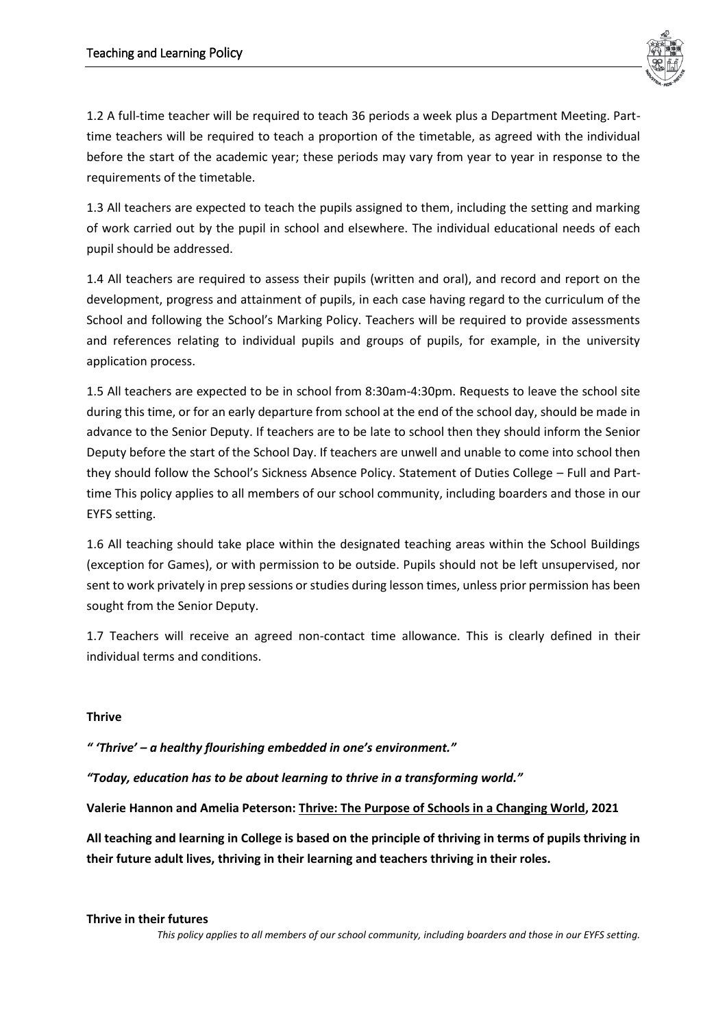1.2 A full-time teacher will be required to teach 36 periods a week plus a Department Meeting. Part-time teachers will be required to teach a proportion of the timetable, as agreed with the individual before the start of the academic year; these periods may vary from year to year in response to the requirements of the timetable.

1.3 All teachers are expected to teach the pupils assigned to them, including the setting and marking of work carried out by the pupil in school and elsewhere. The individual educational needs of each pupil should be addressed.

1.4 All teachers are required to assess their pupils (written and oral), and record and report on the development, progress and attainment of pupils, in each case having regard to the curriculum of the School and following the School's Marking Policy. Teachers will be required to provide assessments and references relating to individual pupils and groups of pupils, for example, in the university application process.

1.5 All teachers are expected to be in school from 8:30am-4:30pm. Requests to leave the school site during this time, or for an early departure from school at the end of the school day, should be made in advance to the Senior Deputy. If teachers are to be late to school then they should inform the Senior Deputy before the start of the School Day. If teachers are unwell and unable to come into school then they should follow the School's Sickness Absence Policy. Statement of Duties College – Full and Part-time This policy applies to all members of our school community, including boarders and those in our EYFS setting.

1.6 All teaching should take place within the designated teaching areas within the School Buildings (exception for Games), or with permission to be outside. Pupils should not be left unsupervised, nor sent to work privately in prep sessions or studies during lesson times, unless prior permission has been sought from the Senior Deputy.

1.7 Teachers will receive an agreed non-contact time allowance. This is clearly defined in their individual terms and conditions.

**Thrive**

***" 'Thrive' – a healthy flourishing embedded in one's environment."***

***"Today, education has to be about learning to thrive in a transforming world."***

**Valerie Hannon and Amelia Peterson: Thrive: The Purpose of Schools in a Changing World, 2021**

**All teaching and learning in College is based on the principle of thriving in terms of pupils thriving in their future adult lives, thriving in their learning and teachers thriving in their roles.**

**Thrive in their futures**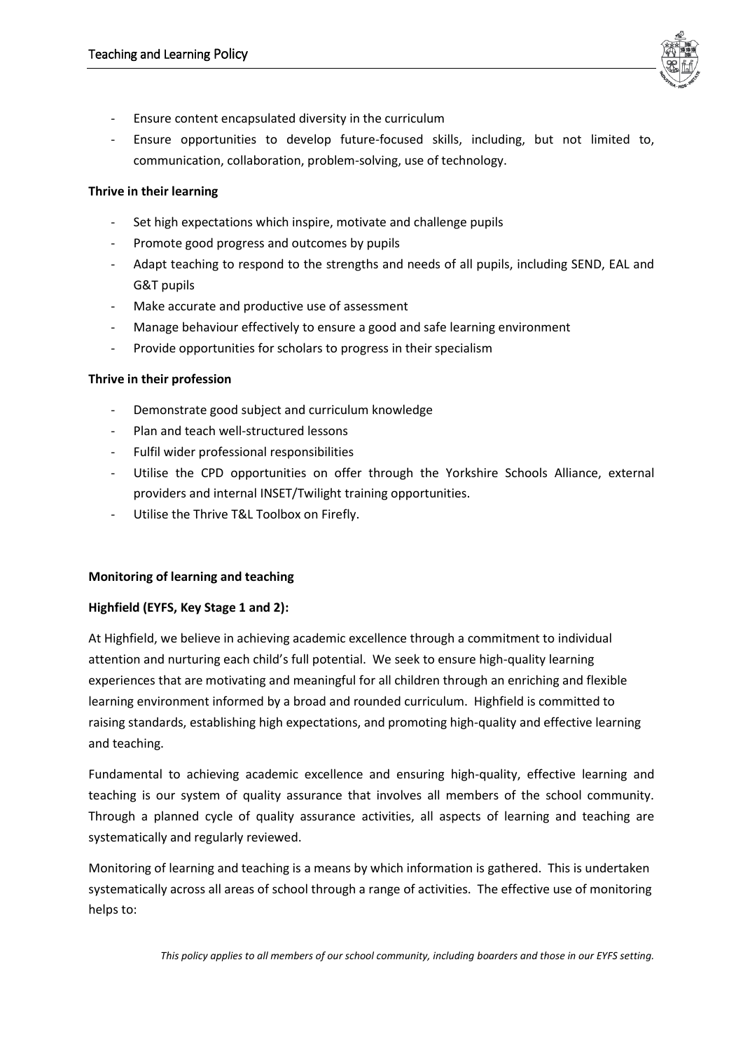- Ensure content encapsulated diversity in the curriculum
- Ensure opportunities to develop future-focused skills, including, but not limited to, communication, collaboration, problem-solving, use of technology.

**Thrive in their learning**

- Set high expectations which inspire, motivate and challenge pupils
- Promote good progress and outcomes by pupils
- Adapt teaching to respond to the strengths and needs of all pupils, including SEND, EAL and G&T pupils
- Make accurate and productive use of assessment
- Manage behaviour effectively to ensure a good and safe learning environment
- Provide opportunities for scholars to progress in their specialism

**Thrive in their profession**

- Demonstrate good subject and curriculum knowledge
- Plan and teach well-structured lessons
- Fulfil wider professional responsibilities
- Utilise the CPD opportunities on offer through the Yorkshire Schools Alliance, external providers and internal INSET/Twilight training opportunities.
- Utilise the Thrive T&L Toolbox on Firefly.

**Monitoring of learning and teaching**

**Highfield (EYFS, Key Stage 1 and 2):**

At Highfield, we believe in achieving academic excellence through a commitment to individual attention and nurturing each child's full potential. We seek to ensure high-quality learning experiences that are motivating and meaningful for all children through an enriching and flexible learning environment informed by a broad and rounded curriculum. Highfield is committed to raising standards, establishing high expectations, and promoting high-quality and effective learning and teaching.

Fundamental to achieving academic excellence and ensuring high-quality, effective learning and teaching is our system of quality assurance that involves all members of the school community. Through a planned cycle of quality assurance activities, all aspects of learning and teaching are systematically and regularly reviewed.

Monitoring of learning and teaching is a means by which information is gathered. This is undertaken systematically across all areas of school through a range of activities. The effective use of monitoring helps to:

*This policy applies to all members of our school community, including boarders and those in our EYFS setting.*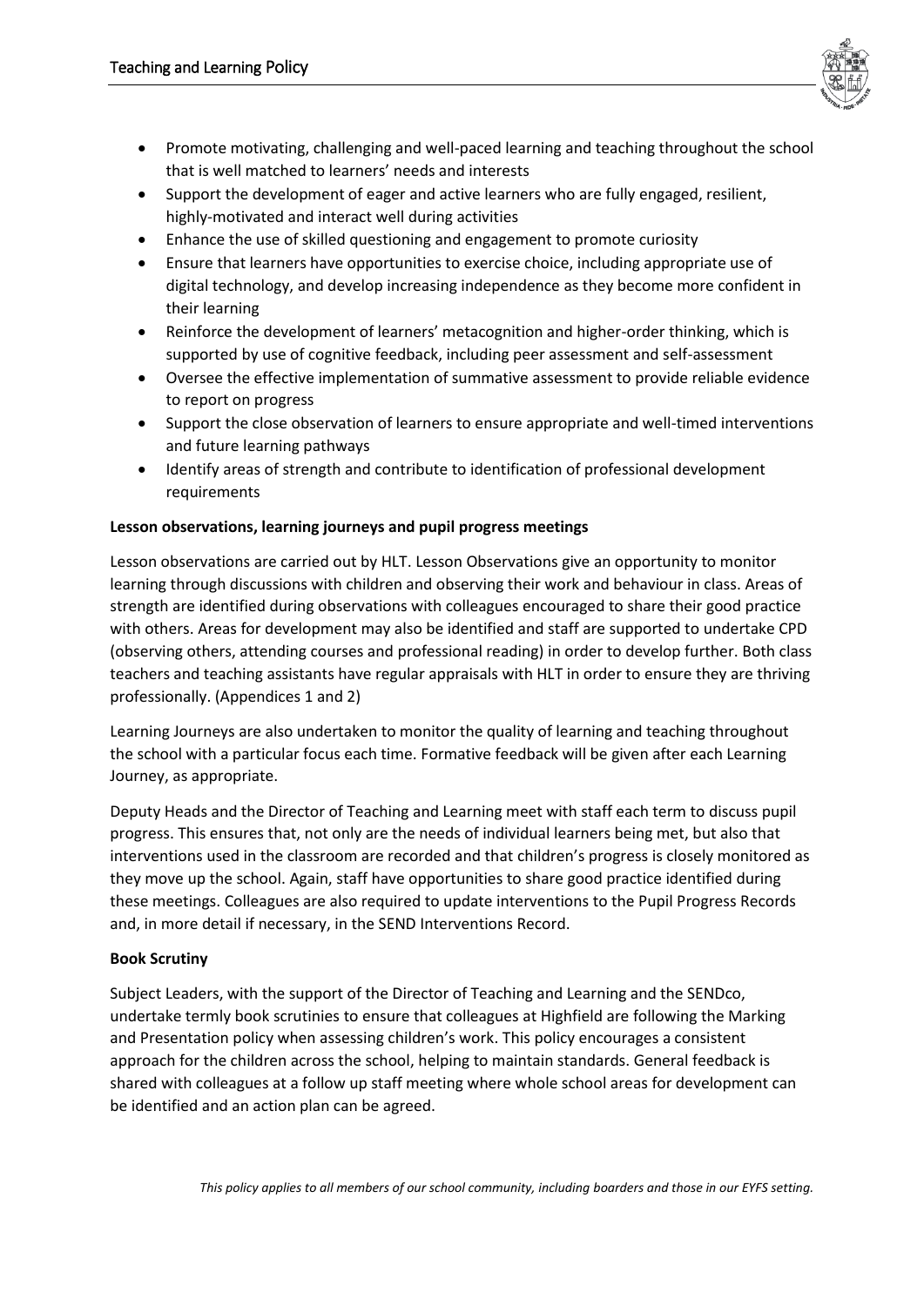- Promote motivating, challenging and well-paced learning and teaching throughout the school that is well matched to learners' needs and interests
- Support the development of eager and active learners who are fully engaged, resilient, highly-motivated and interact well during activities
- Enhance the use of skilled questioning and engagement to promote curiosity
- Ensure that learners have opportunities to exercise choice, including appropriate use of digital technology, and develop increasing independence as they become more confident in their learning
- Reinforce the development of learners' metacognition and higher-order thinking, which is supported by use of cognitive feedback, including peer assessment and self-assessment
- Oversee the effective implementation of summative assessment to provide reliable evidence to report on progress
- Support the close observation of learners to ensure appropriate and well-timed interventions and future learning pathways
- Identify areas of strength and contribute to identification of professional development requirements

**Lesson observations, learning journeys and pupil progress meetings**

Lesson observations are carried out by HLT. Lesson Observations give an opportunity to monitor learning through discussions with children and observing their work and behaviour in class. Areas of strength are identified during observations with colleagues encouraged to share their good practice with others. Areas for development may also be identified and staff are supported to undertake CPD (observing others, attending courses and professional reading) in order to develop further. Both class teachers and teaching assistants have regular appraisals with HLT in order to ensure they are thriving professionally. (Appendices 1 and 2)

Learning Journeys are also undertaken to monitor the quality of learning and teaching throughout the school with a particular focus each time. Formative feedback will be given after each Learning Journey, as appropriate.

Deputy Heads and the Director of Teaching and Learning meet with staff each term to discuss pupil progress. This ensures that, not only are the needs of individual learners being met, but also that interventions used in the classroom are recorded and that children's progress is closely monitored as they move up the school. Again, staff have opportunities to share good practice identified during these meetings. Colleagues are also required to update interventions to the Pupil Progress Records and, in more detail if necessary, in the SEND Interventions Record.

**Book Scrutiny**

Subject Leaders, with the support of the Director of Teaching and Learning and the SENDco, undertake termly book scrutinies to ensure that colleagues at Highfield are following the Marking and Presentation policy when assessing children's work. This policy encourages a consistent approach for the children across the school, helping to maintain standards. General feedback is shared with colleagues at a follow up staff meeting where whole school areas for development can be identified and an action plan can be agreed.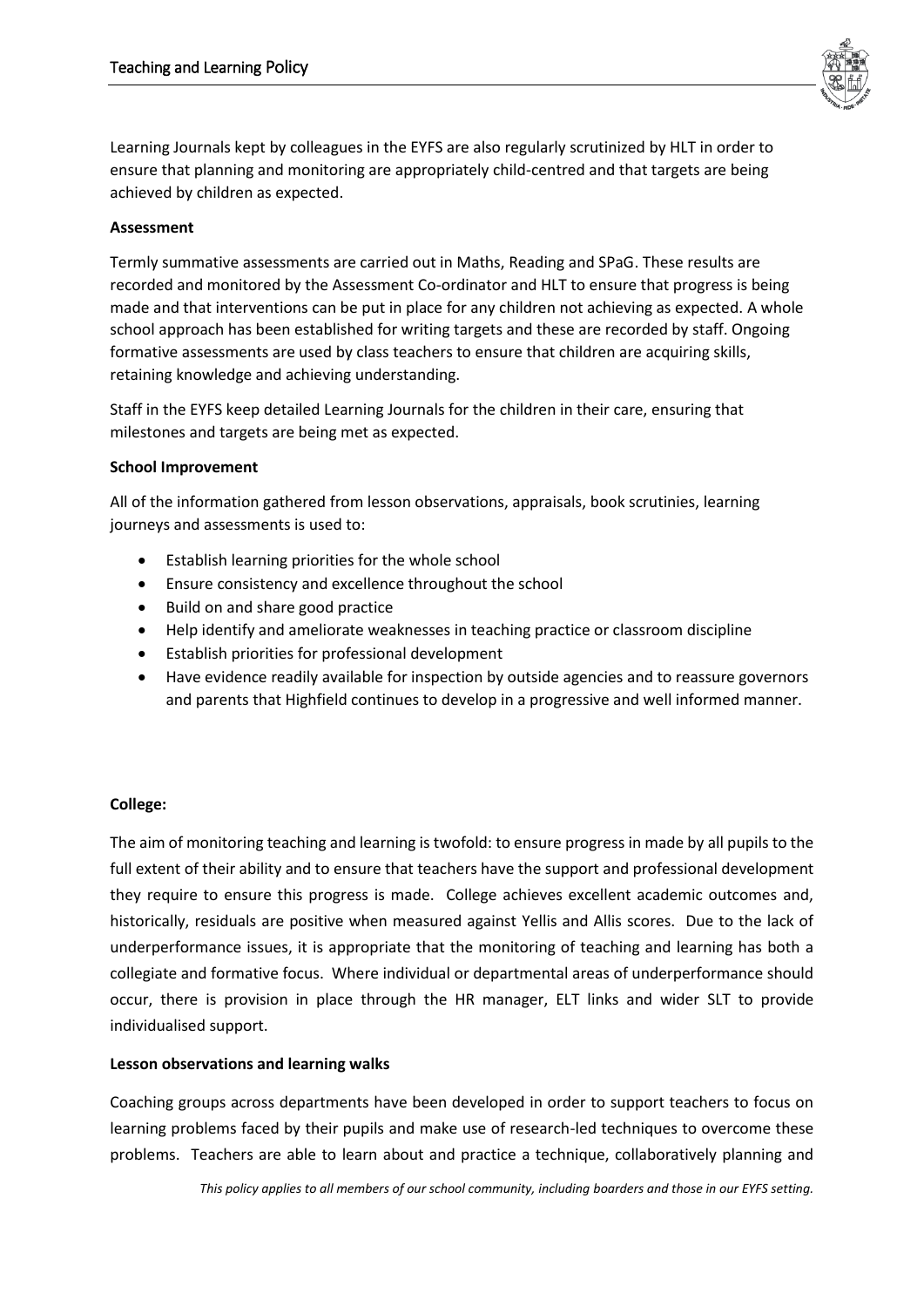Learning Journals kept by colleagues in the EYFS are also regularly scrutinized by HLT in order to ensure that planning and monitoring are appropriately child-centred and that targets are being achieved by children as expected.

**Assessment**

Termly summative assessments are carried out in Maths, Reading and SPaG. These results are recorded and monitored by the Assessment Co-ordinator and HLT to ensure that progress is being made and that interventions can be put in place for any children not achieving as expected. A whole school approach has been established for writing targets and these are recorded by staff. Ongoing formative assessments are used by class teachers to ensure that children are acquiring skills, retaining knowledge and achieving understanding.

Staff in the EYFS keep detailed Learning Journals for the children in their care, ensuring that milestones and targets are being met as expected.

**School Improvement**

All of the information gathered from lesson observations, appraisals, book scrutinies, learning journeys and assessments is used to:

- Establish learning priorities for the whole school
- Ensure consistency and excellence throughout the school
- Build on and share good practice
- Help identify and ameliorate weaknesses in teaching practice or classroom discipline
- Establish priorities for professional development
- Have evidence readily available for inspection by outside agencies and to reassure governors and parents that Highfield continues to develop in a progressive and well informed manner.

**College:**

The aim of monitoring teaching and learning is twofold: to ensure progress in made by all pupils to the full extent of their ability and to ensure that teachers have the support and professional development they require to ensure this progress is made. College achieves excellent academic outcomes and, historically, residuals are positive when measured against Yellis and Allis scores. Due to the lack of underperformance issues, it is appropriate that the monitoring of teaching and learning has both a collegiate and formative focus. Where individual or departmental areas of underperformance should occur, there is provision in place through the HR manager, ELT links and wider SLT to provide individualised support.

**Lesson observations and learning walks**

Coaching groups across departments have been developed in order to support teachers to focus on learning problems faced by their pupils and make use of research-led techniques to overcome these problems. Teachers are able to learn about and practice a technique, collaboratively planning and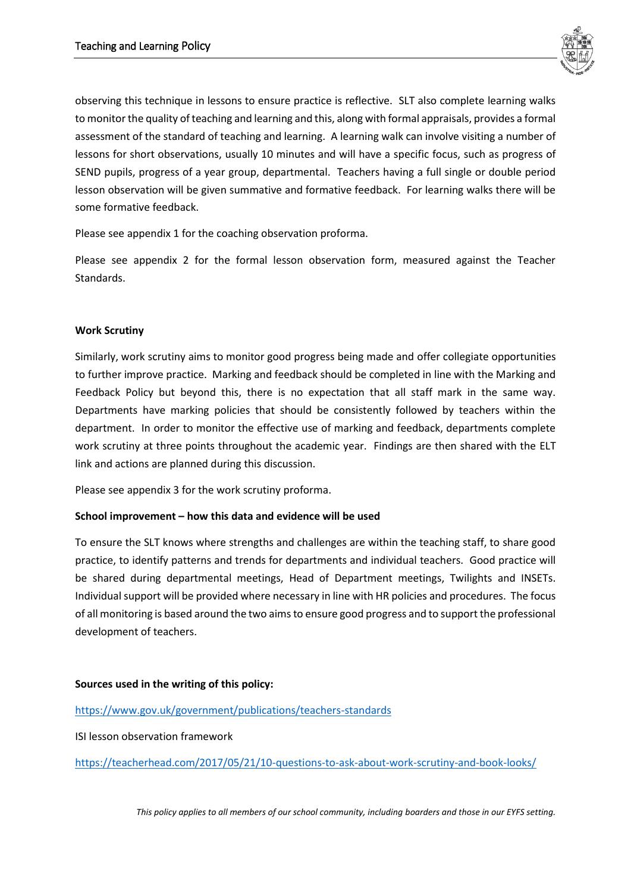observing this technique in lessons to ensure practice is reflective. SLT also complete learning walks to monitor the quality of teaching and learning and this, along with formal appraisals, provides a formal assessment of the standard of teaching and learning. A learning walk can involve visiting a number of lessons for short observations, usually 10 minutes and will have a specific focus, such as progress of SEND pupils, progress of a year group, departmental. Teachers having a full single or double period lesson observation will be given summative and formative feedback. For learning walks there will be some formative feedback.

Please see appendix 1 for the coaching observation proforma.

Please see appendix 2 for the formal lesson observation form, measured against the Teacher Standards.

**Work Scrutiny**

Similarly, work scrutiny aims to monitor good progress being made and offer collegiate opportunities to further improve practice. Marking and feedback should be completed in line with the Marking and Feedback Policy but beyond this, there is no expectation that all staff mark in the same way. Departments have marking policies that should be consistently followed by teachers within the department. In order to monitor the effective use of marking and feedback, departments complete work scrutiny at three points throughout the academic year. Findings are then shared with the ELT link and actions are planned during this discussion.

Please see appendix 3 for the work scrutiny proforma.

**School improvement – how this data and evidence will be used**

To ensure the SLT knows where strengths and challenges are within the teaching staff, to share good practice, to identify patterns and trends for departments and individual teachers. Good practice will be shared during departmental meetings, Head of Department meetings, Twilights and INSETs. Individual support will be provided where necessary in line with HR policies and procedures. The focus of all monitoring is based around the two aims to ensure good progress and to support the professional development of teachers.

**Sources used in the writing of this policy:**

https://www.gov.uk/government/publications/teachers-standards

ISI lesson observation framework

https://teacherhead.com/2017/05/21/10-questions-to-ask-about-work-scrutiny-and-book-looks/

*This policy applies to all members of our school community, including boarders and those in our EYFS setting.*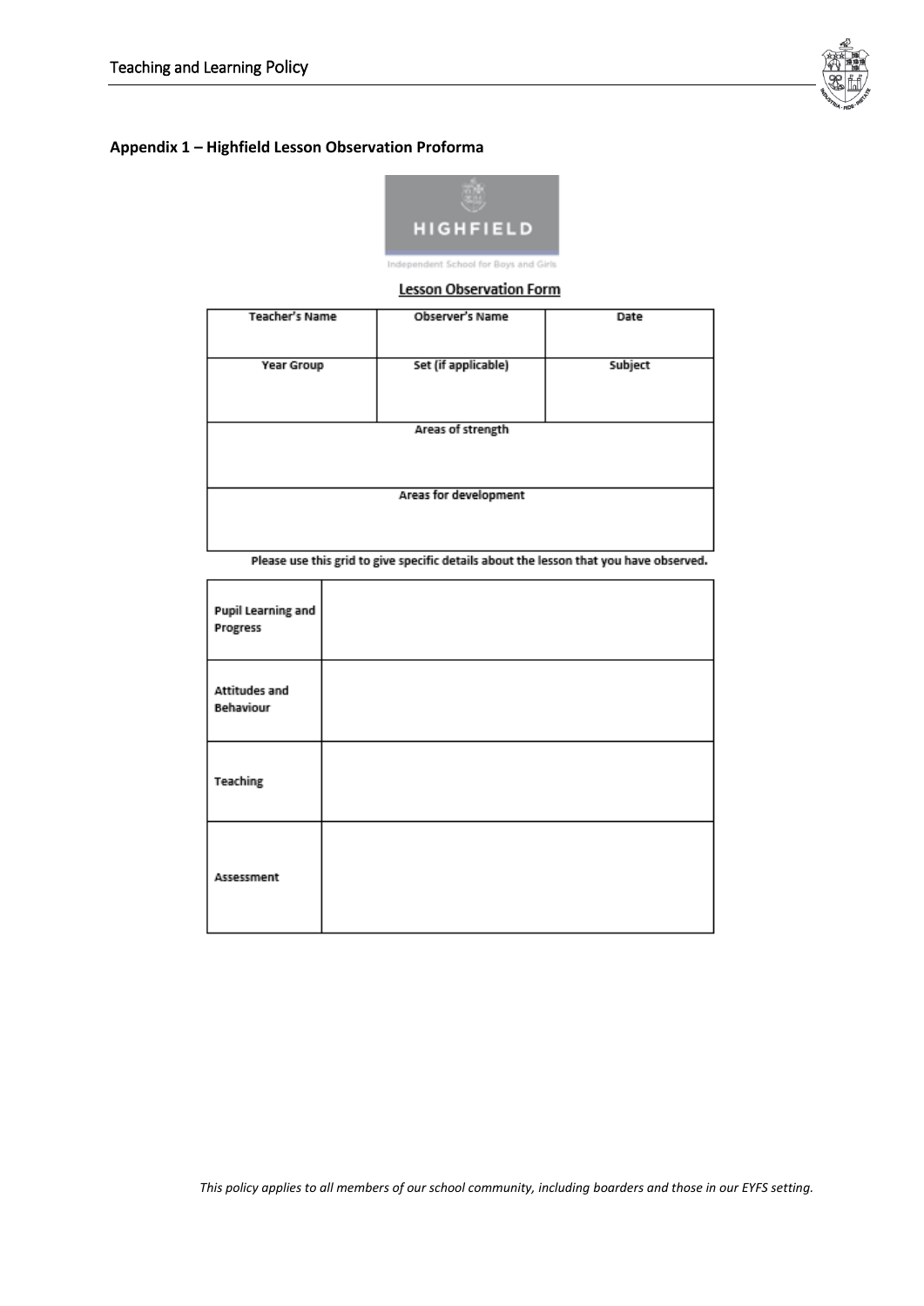## Appendix 1 – Highfield Lesson Observation Proforma

HIGHFIELD

Independent School for Boys and Girls

### Lesson Observation Form

| Teacher's Name | Observer's Name | Date |
|---|---|---|
| | | |
| **Year Group** | **Set (if applicable)** | **Subject** |
| | | |
| **Areas of strength** | | |
| | | |
| **Areas for development** | | |
| | | |

Please use this grid to give specific details about the lesson that you have observed.

| | |
|---|---|
| Pupil Learning and Progress | |
| Attitudes and Behaviour | |
| Teaching | |
| Assessment | |

*This policy applies to all members of our school community, including boarders and those in our EYFS setting.*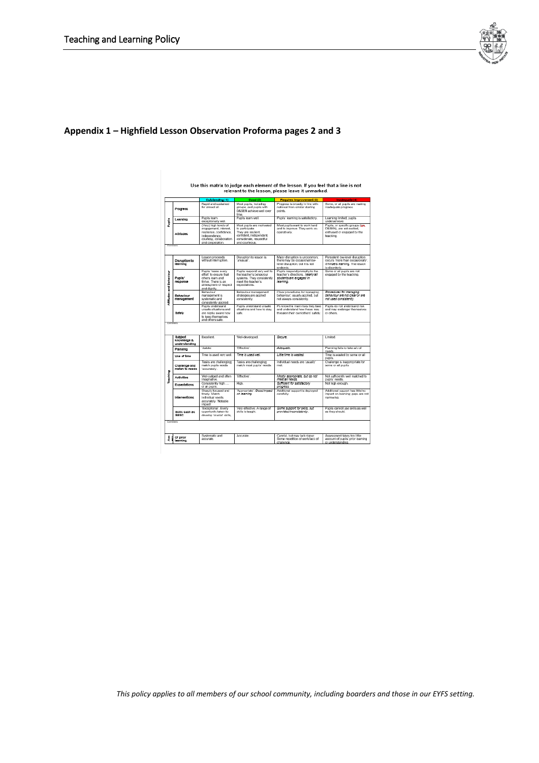## Appendix 1 – Highfield Lesson Observation Proforma pages 2 and 3

Use this matrix to judge each element of the lesson. If you feel that a line is not relevant to the lesson, please leave it unmarked.

| | | Outstanding (1) | Good (2) | Requires Improvement (3) | Inadequate (4) |
|---|---|---|---|---|---|
| Pupils | Progress | Rapid and sustained for almost all. | Most pupils, including groups, and pupils with D&SEN achieve well over time. | Progress is broadly in line with national from similar starting points. | Some, or all pupils are making inadequate progress. |
| | Learning | Pupils learn exceptionally well. | Pupils learn well. | Pupils' learning is satisfactory. | Learning limited; pupils underachieve. |
| | Attitudes | (Very) high levels of engagement, interest, resilience, confidence, independence, courtesy, collaboration and cooperation. | Most pupils are motivated to participate. They are resilient, confident, independent, considerate, respectful and courteous. | Most pupils want to work hard and to improve. They work co-operatively. | Pupils, or specific groups (Ips, D&SEN), are not excited, enthused or engaged by the teaching. |
| Comment | | | | | |
| Attitudes and Behaviour | Disruption to learning | Lesson proceeds without interruption. | Disruption to lesson is 'unusual'. | Major disruption is uncommon; there may be occasional low-level disruption, but it is not endemic. | Persistent low-level disruption occurs 'more than occasionally' *it impairs learning*. The lesson is disorderly. |
| | Pupils' response | Pupils 'make every effort' to ensure that others learn and thrive. There is an atmosphere of respect and dignity. | Pupils respond very well to the teacher's behaviour systems. They consistently meet the teacher's expectations. | Pupils respond promptly to the teacher's directions. *Nearly all students are engaged in learning.* | Some or all pupils are not engaged by the teaching. |
| | Behaviour management | Behaviour management is systematic and consistently applied. | Behaviour management strategies are applied consistently. | Clear procedures for managing behaviour; usually applied, but not always consistently. | *Procedures for managing behaviour are not clear or are not used consistently.* |
| | Safety | Pupils understand unsafe situations and are highly aware how to keep themselves and others safe. | Pupils understand unsafe situations and how to stay safe. | Ps know the main risks they face and understand how these may threaten their own/others' safety. | Pupils do not understand risk and may endanger themselves or others. |
| Comment | | | | | |
| Teaching | Subject knowledge & understanding | Excellent. | Well-developed. | *Secure.* | Limited. |
| | Planning | 'Astute'. | 'Effective'. | *Adequate.* | Planning fails to take a/c of needs. |
| | Use of time | Time is used very well. | *Time is used well.* | *Little time is wasted.* | Time is wasted by some or all pupils. |
| | Challenge and match to needs | Tasks are challenging; match pupils needs 'accurately'. | Tasks are challenging; match most pupils' needs. | Individual needs are 'usually' met. | Challenge is inappropriate for some or all pupils. |
| | Activities | Well-judged and often imaginative. | 'Effective'. | *Mostly appropriate, but do not meet all needs.* | Not sufficiently well matched to pupils' needs. |
| | Expectations | Consistently high ... of all pupils. | High. | *Sufficient for satisfactory progress.* | Not high enough. |
| | Interventions | Sharply focused and timely. Match individual needs accurately. 'Notable impact'. | 'Appropriate'. *Good impact on learning.* | Additional support is deployed carefully. | Additional support has little/no impact on learning; gaps are not narrowing. |
| | Skills such as SMSC | 'Exceptional'. Every opportunity taken to develop 'crucial' skills. | Very effective. A range of skills is taught. | *Some support for skills, but provided inconsistently.* | Pupils cannot use skills as well as they should. |
| Comment | | | | | |
| Ass... | Of prior learning | Systematic and accurate. | Accurate. | Careful, but may lack rigour. Some repetition of work/lack of challenge. | Assessment takes too little account of pupils' prior learning or understanding. |

*This policy applies to all members of our school community, including boarders and those in our EYFS setting.*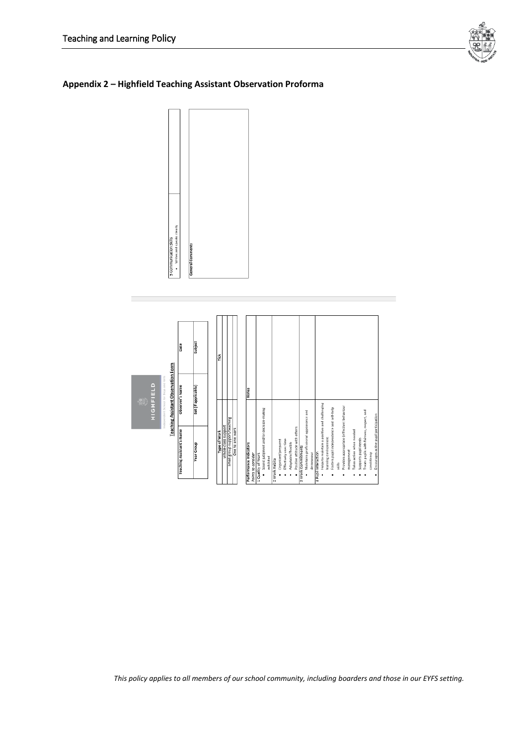## Appendix 2 – Highfield Teaching Assistant Observation Proforma

HIGHFIELD

Independent School for Boys and Girls

**Teaching Assistant Observation Form**

| Teaching Assistant's Name | | Observer's Name | | Date | |
|---|---|---|---|---|---|
| Year Group | | Set (if applicable) | | Subject | |

| Type of Work | Tick |
|---|---|
| Whole class support | |
| Small group support/teaching | |
| One to one work | |

| Performance Indicators<br>*Points to consider* | Notes |
|---|---|
| 1 Quality of Work<br>• Sound judgment and/or decision-making exhibited | |
| 2 Work Habits<br>• Organised/prepared<br>• Effectively uses time<br>• Adaptable/flexible<br>• Positive attitude with others | |
| 3 Work Commitments<br>• Maintains professional appearance and demeanour | |
| 4 Pupil Interaction<br>• Helps to maintain a positive and challenging learning environment<br>• Fosters pupil independence and self-help skills<br>• Provides appropriate (effective) behaviour management<br>• Takes action when needed<br>• Supports pupil needs<br>• Treats pupils with fairness, respect, and consistency<br>• Encourages active pupil participation | |
| 5 Communication Skills<br>• Writes and speaks clearly | |

| General Comments |
|---|
| |

*This policy applies to all members of our school community, including boarders and those in our EYFS setting.*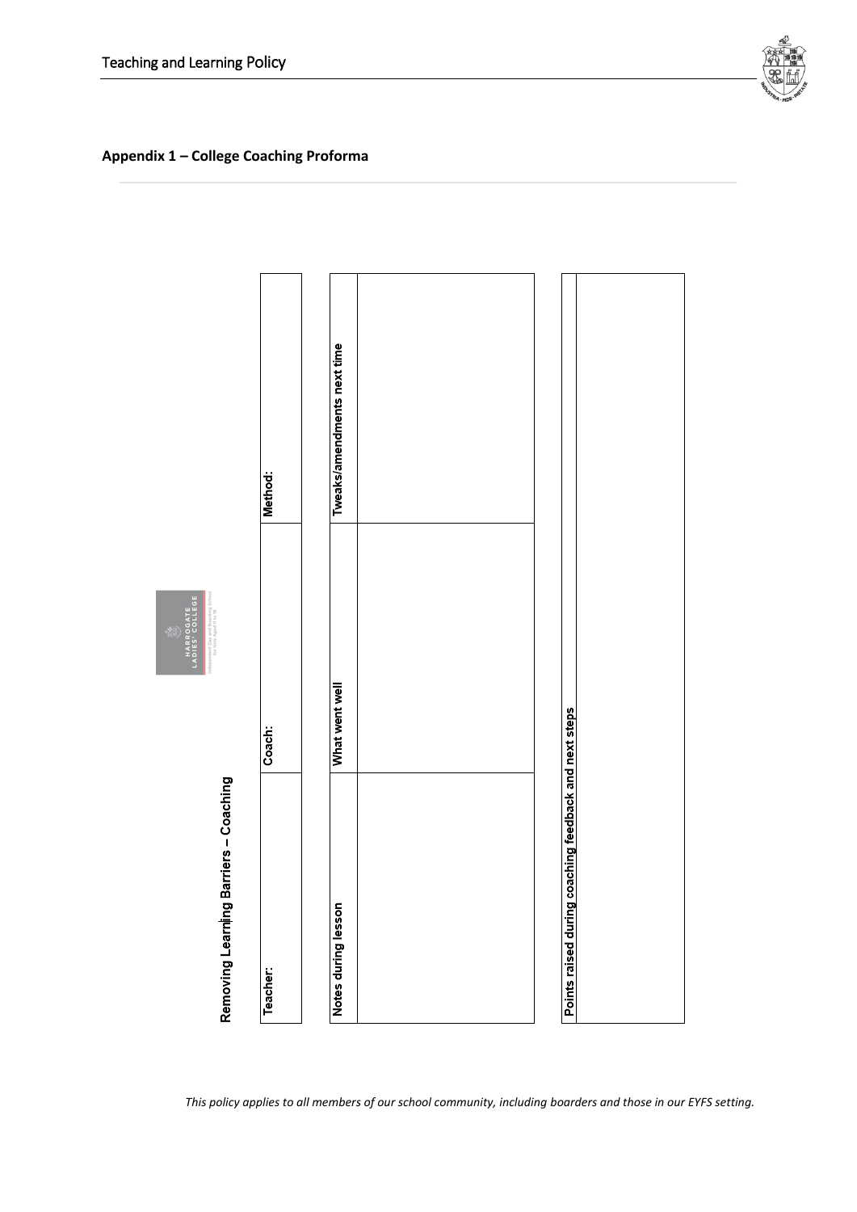## Appendix 1 – College Coaching Proforma

### Removing Learning Barriers – Coaching

| Teacher: | Coach: | Method: |
|---|---|---|
| | | |

| Notes during lesson | What went well | Tweaks/amendments next time |
|---|---|---|
| | | |

| Points raised during coaching feedback and next steps |
|---|
| |

*This policy applies to all members of our school community, including boarders and those in our EYFS setting.*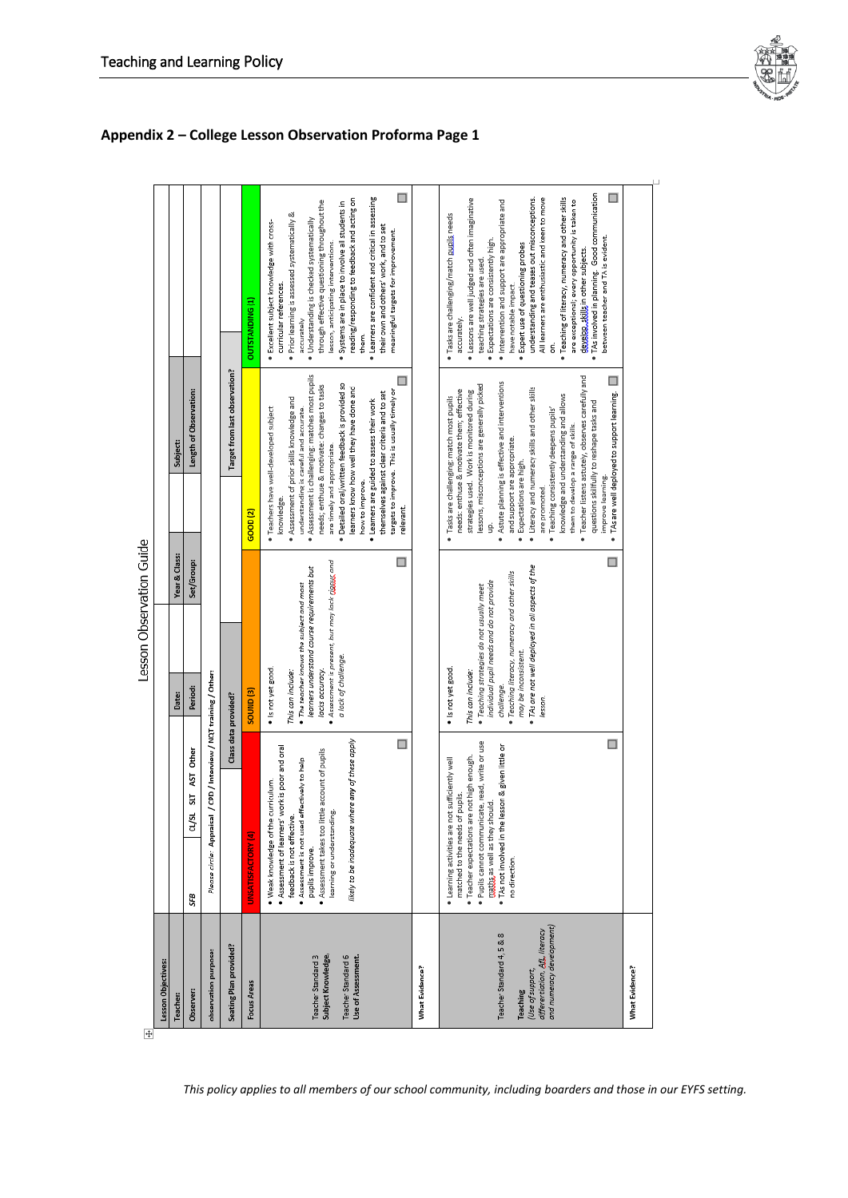## Appendix 2 – College Lesson Observation Proforma Page 1

### Lesson Observation Guide

| Lesson Objectives: | | | | | | |
|---|---|---|---|---|---|---|
| Teacher: | | Date: | | Year & Class: | Subject: | |
| Observer: | SFB CL/SL SIT AST Other | Period: | | Set/Group: | Length of Observation: | |
| observation purpose: | *Please circle:* **Appraisal / CPD / Interview / NQT training / Other:** | | | | | |
| Seating Plan provided? | | Class data provided? | | | Target from last observation? | |
| **Focus Areas** | **UNSATISFACTORY (4)** | **SOUND (3)** | | **GOOD (2)** | | **OUTSTANDING (1)** |
| Teacher Standard 3 **Subject Knowledge.**<br><br>Teacher Standard 6 **Use of Assessment.** | • Weak knowledge of the curriculum.<br>• Assessment of learners' work is poor and oral feedback is not effective.<br>• Assessment is not used effectively to help pupils improve.<br>• Assessment takes too little account of pupils learning or understanding.<br><br>*likely to be inadequate where any of these apply* | • Is not yet good.<br><br>*This can include:*<br>• *The teacher knows the subject and most learners understand course requirements but lacks accuracy.*<br>• *Assessment is present, but may lack rigour and a lack of challenge.* | | • Teachers have well-developed subject knowledge.<br>• Assessment of prior skills knowledge and understanding is careful and accurate.<br>• Assessment is challenging; matches most pupils needs; enthuse & motivate; changes to tasks are timely and appropriate.<br>• Detailed oral/written feedback is provided so learners know how well they have done and how to improve.<br>• Learners are guided to assess their work themselves against clear criteria and to set targets to improve. This is usually timely or relevant. | | • Excellent subject knowledge with cross-curricular references.<br>• Prior learning is assessed systematically & accurately.<br>• Understanding is checked systematically through effective questioning throughout the lesson, anticipating interventions.<br>• Systems are in place to involve all students in reading/responding to feedback and acting on them.<br>• Learners are confident and critical in assessing their own and others' work, and to set meaningful targets for improvement. |
| What Evidence? | | | | | | |
| Teacher Standard 4, 5 & 8<br><br>**Teaching**<br>*(Use of support, differentiation, Afl, literacy and numeracy development)* | • Learning activities are not sufficiently well matched to the needs of pupils.<br>• Teacher expectations are not high enough.<br>• Pupils cannot communicate, read, write or use maths as well as they should.<br>• TAs not involved in the lesson & given little or no direction. | • Is not yet good.<br><br>*This can include:*<br>• *Teaching strategies do not usually meet individual pupil needs and do not provide challenge.*<br>• *Teaching literacy, numeracy and other skills may be inconsistent.*<br>• *TAs are not well deployed in all aspects of the lesson.* | | • Tasks are challenging; match most pupils needs; enthuse & motivate them; effective strategies used. Work is monitored during lessons, misconceptions are generally picked up.<br>• Astute planning is effective and interventions and support are appropriate.<br>• Expectations are high.<br>• Literacy and numeracy skills and other skills are promoted.<br>• Teaching consistently deepens pupils' knowledge and understanding and allows them to develop a range of skills.<br>• Teacher listens astutely, observes carefully and questions skilfully to reshape tasks and improve learning.<br>• TAs are well deployed to support learning. | | • Tasks are challenging/match pupils needs accurately.<br>• Lessons are well judged and often imaginative teaching strategies are used.<br>• Expectations are consistently high.<br>• Intervention and support are appropriate and have notable impact.<br>• Expert use of questioning probes understanding and teases out misconceptions. All learners are enthusiastic and keen to move on.<br>• Teaching of literacy, numeracy and other skills are exceptional; every opportunity is taken to develop skills in other subjects.<br>• TAs involved in planning. Good communication between teacher and TA is evident. |
| What Evidence? | | | | | | |

*This policy applies to all members of our school community, including boarders and those in our EYFS setting.*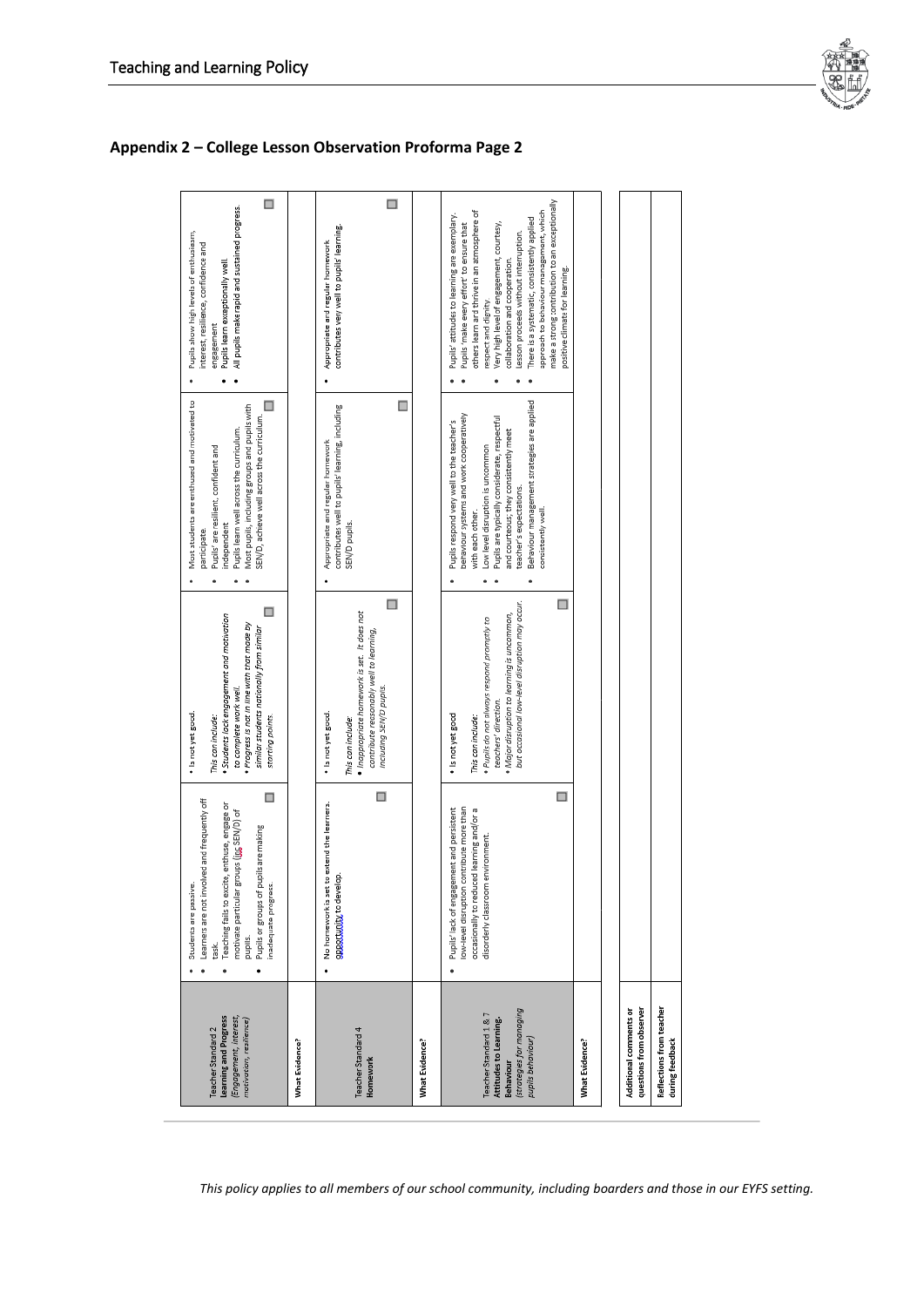## Appendix 2 – College Lesson Observation Proforma Page 2

| | | | | |
|---|---|---|---|---|
| **Teacher Standard 2 Learning and Progress** *(Engagement, interest, motivation, resilience)* | • Students are passive.<br>• Learners are not involved and frequently off task.<br>• Teaching fails to excite, enthuse, engage or motivate particular groups (inc SEN/D) of pupils.<br>• Pupils or groups of pupils are making inadequate progress. ☐ | • Is not yet good.<br>*This can include:*<br>• *Students lack engagement and motivation to complete work well.*<br>• *Progress is not in line with that made by similar students nationally from similar starting points.* ☐ | • Most students are enthused and motivated to participate.<br>• Pupils' are resilient, confident and independent<br>• Pupils learn well across the curriculum.<br>• Most pupils, including groups and pupils with SEN/D, achieve well across the curriculum. ☐ | • Pupils show high levels of enthusiasm, interest, resilience, confidence and engagement<br>• Pupils learn exceptionally well.<br>• All pupils make rapid and sustained progress. ☐ |
| **What Evidence?** | | | | |
| **Teacher Standard 4 Homework** | • No homework is set to extend the learners. opportunity to develop. ☐ | • Is not yet good.<br>*This can include:*<br>• *Inappropriate homework is set. It does not contribute reasonably well to learning, including SEN/D pupils.* ☐ | • Appropriate and regular homework contributes well to pupils' learning, including SEN/D pupils. ☐ | • Appropriate and regular homework contributes very well to pupils' learning. ☐ |
| **What Evidence?** | | | | |
| **Teacher Standard 1 & 7 Attitudes to Learning, Behaviour** *(strategies for managing pupils behaviour)* | • Pupils' lack of engagement and persistent low-level disruption contribute more than occasionally to reduced learning and/or a disorderly classroom environment. ☐ | • Is not yet good<br>*This can include:*<br>• *Pupils do not always respond promptly to teachers' direction.*<br>• *Major disruption to learning is uncommon, but occasional low-level disruption may occur.* ☐ | • Pupils respond very well to the teacher's behaviour systems and work cooperatively with each other.<br>• Low level disruption is uncommon<br>• Pupils are typically considerate, respectful and courteous; they consistently meet teacher's expectations.<br>• Behaviour management strategies are applied consistently well. | • Pupils' attitudes to learning are exemplary.<br>• Pupils make every effort to ensure that others learn and thrive in an atmosphere of respect and dignity.<br>• Very high level of engagement, courtesy, collaboration and cooperation.<br>• Lesson proceeds without interruption.<br>• There is a systematic, consistently applied approach to behaviour management, which make a strong contribution to an exceptionally positive climate for learning. |
| **What Evidence?** | | | | |

| | |
|---|---|
| **Additional comments or questions from observer** | |
| **Reflections from teacher during feedback** | |

*This policy applies to all members of our school community, including boarders and those in our EYFS setting.*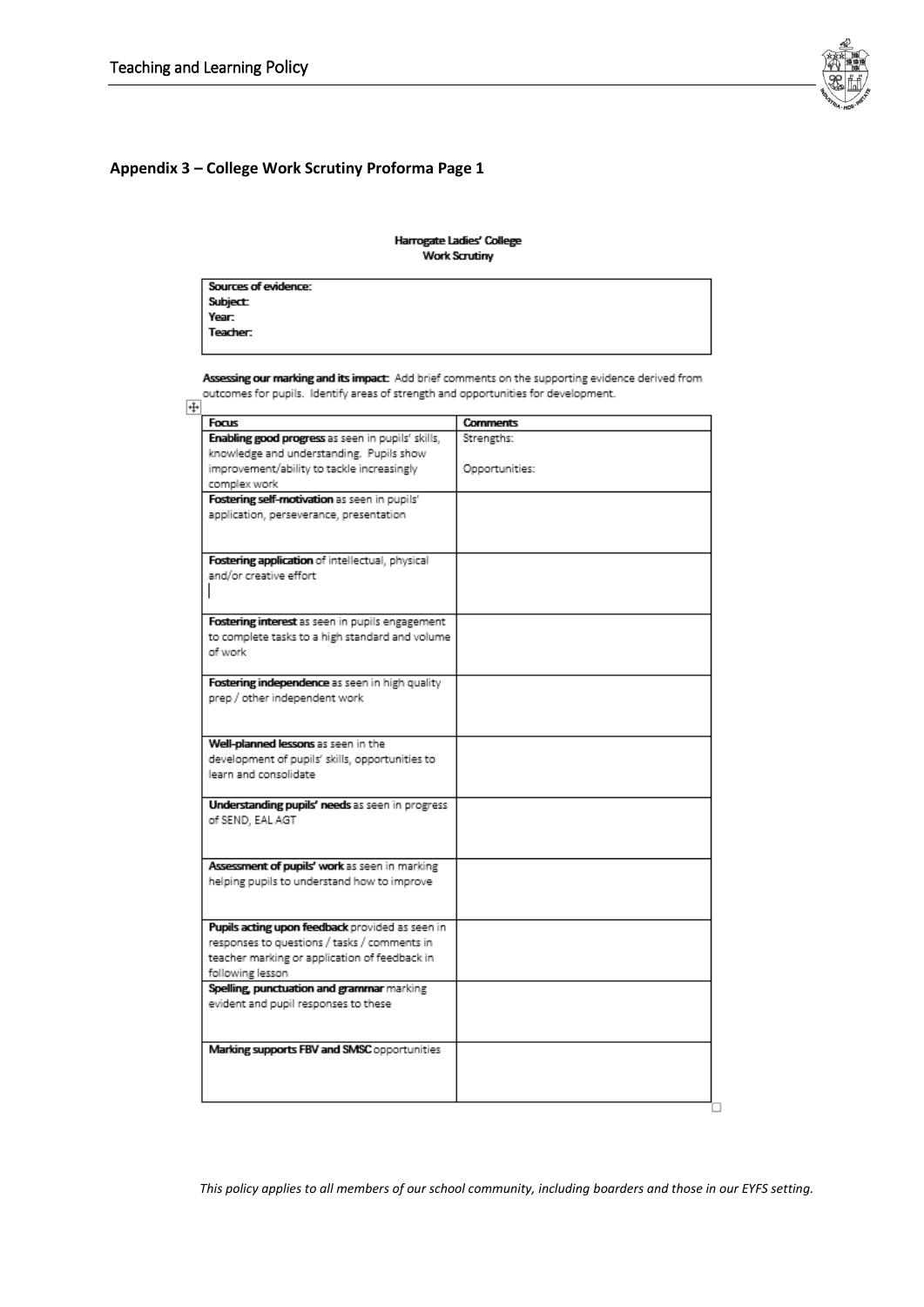## Appendix 3 – College Work Scrutiny Proforma Page 1

**Harrogate Ladies' College**
**Work Scrutiny**

| **Sources of evidence:**<br>**Subject:**<br>**Year:**<br>**Teacher:** |
|---|

**Assessing our marking and its impact:** Add brief comments on the supporting evidence derived from outcomes for pupils. Identify areas of strength and opportunities for development.

| **Focus** | **Comments** |
|---|---|
| **Enabling good progress** as seen in pupils' skills, knowledge and understanding. Pupils show improvement/ability to tackle increasingly complex work | Strengths:<br><br>Opportunities: |
| **Fostering self-motivation** as seen in pupils' application, perseverance, presentation | |
| **Fostering application** of intellectual, physical and/or creative effort | |
| **Fostering interest** as seen in pupils engagement to complete tasks to a high standard and volume of work | |
| **Fostering independence** as seen in high quality prep / other independent work | |
| **Well-planned lessons** as seen in the development of pupils' skills, opportunities to learn and consolidate | |
| **Understanding pupils' needs** as seen in progress of SEND, EAL AGT | |
| **Assessment of pupils' work** as seen in marking helping pupils to understand how to improve | |
| **Pupils acting upon feedback** provided as seen in responses to questions / tasks / comments in teacher marking or application of feedback in following lesson | |
| **Spelling, punctuation and grammar** marking evident and pupil responses to these | |
| **Marking supports FBV and SMSC** opportunities | |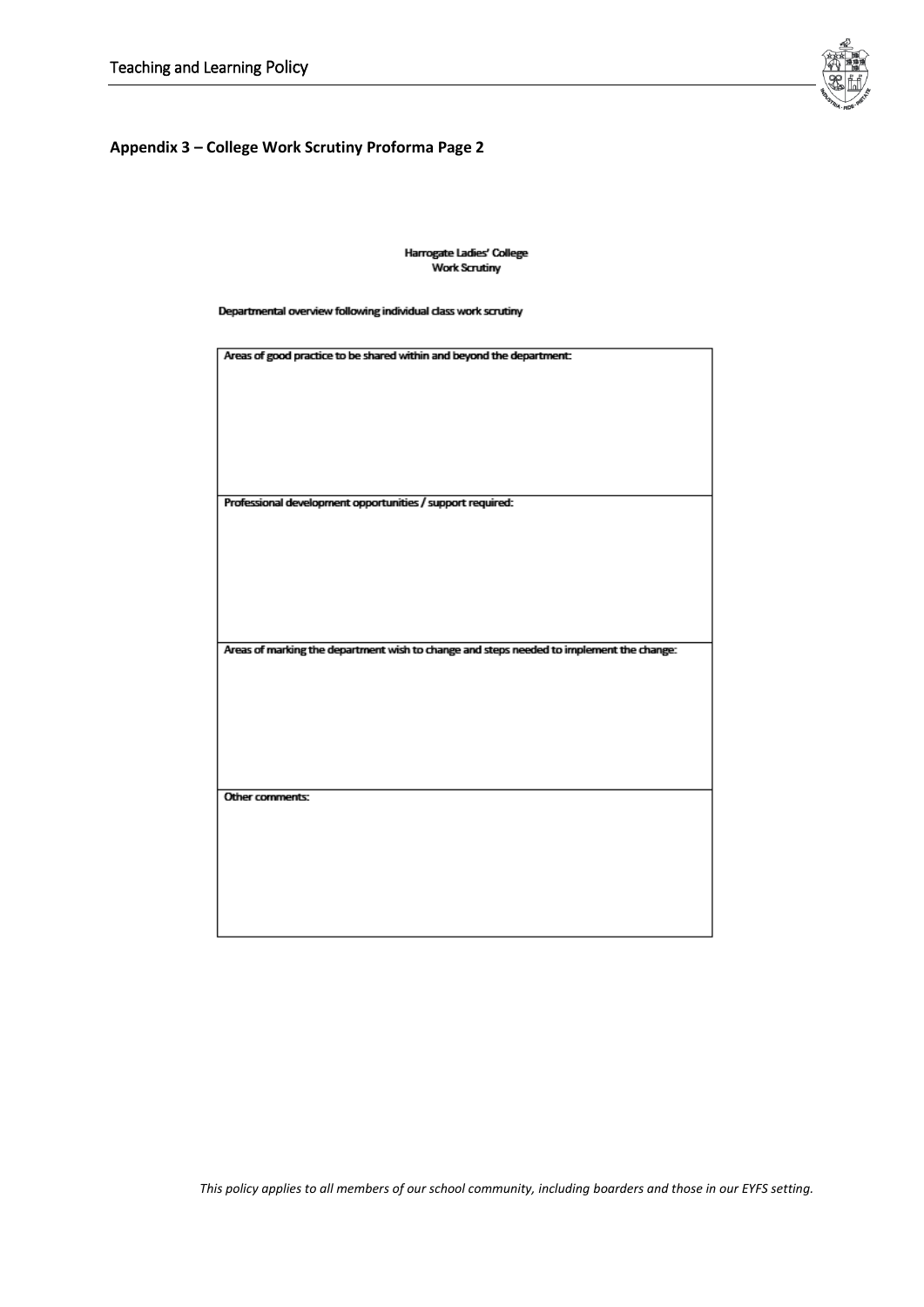## Appendix 3 – College Work Scrutiny Proforma Page 2

Harrogate Ladies' College
Work Scrutiny

Departmental overview following individual class work scrutiny

| |
|---|
| Areas of good practice to be shared within and beyond the department: |
| Professional development opportunities / support required: |
| Areas of marking the department wish to change and steps needed to implement the change: |
| Other comments: |

*This policy applies to all members of our school community, including boarders and those in our EYFS setting.*